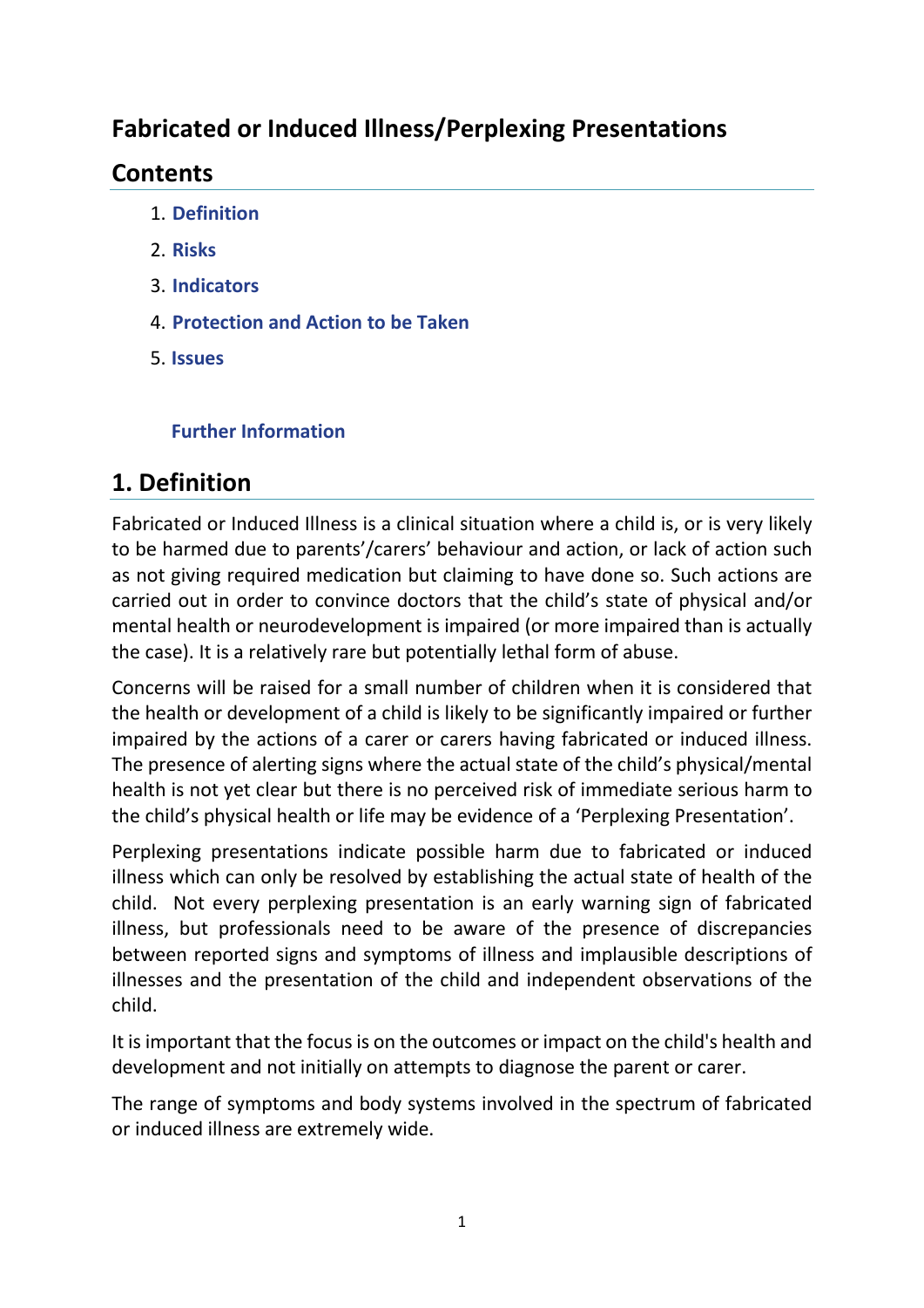# Fabricated or Induced Illness/Perplexing Presentations

## Contents

1. **Definition**
2. **Risks**
3. **Indicators**
4. **Protection and Action to be Taken**
5. **Issues**

**Further Information**

## 1. Definition

Fabricated or Induced Illness is a clinical situation where a child is, or is very likely to be harmed due to parents'/carers' behaviour and action, or lack of action such as not giving required medication but claiming to have done so. Such actions are carried out in order to convince doctors that the child's state of physical and/or mental health or neurodevelopment is impaired (or more impaired than is actually the case). It is a relatively rare but potentially lethal form of abuse.

Concerns will be raised for a small number of children when it is considered that the health or development of a child is likely to be significantly impaired or further impaired by the actions of a carer or carers having fabricated or induced illness. The presence of alerting signs where the actual state of the child's physical/mental health is not yet clear but there is no perceived risk of immediate serious harm to the child's physical health or life may be evidence of a 'Perplexing Presentation'.

Perplexing presentations indicate possible harm due to fabricated or induced illness which can only be resolved by establishing the actual state of health of the child. Not every perplexing presentation is an early warning sign of fabricated illness, but professionals need to be aware of the presence of discrepancies between reported signs and symptoms of illness and implausible descriptions of illnesses and the presentation of the child and independent observations of the child.

It is important that the focus is on the outcomes or impact on the child's health and development and not initially on attempts to diagnose the parent or carer.

The range of symptoms and body systems involved in the spectrum of fabricated or induced illness are extremely wide.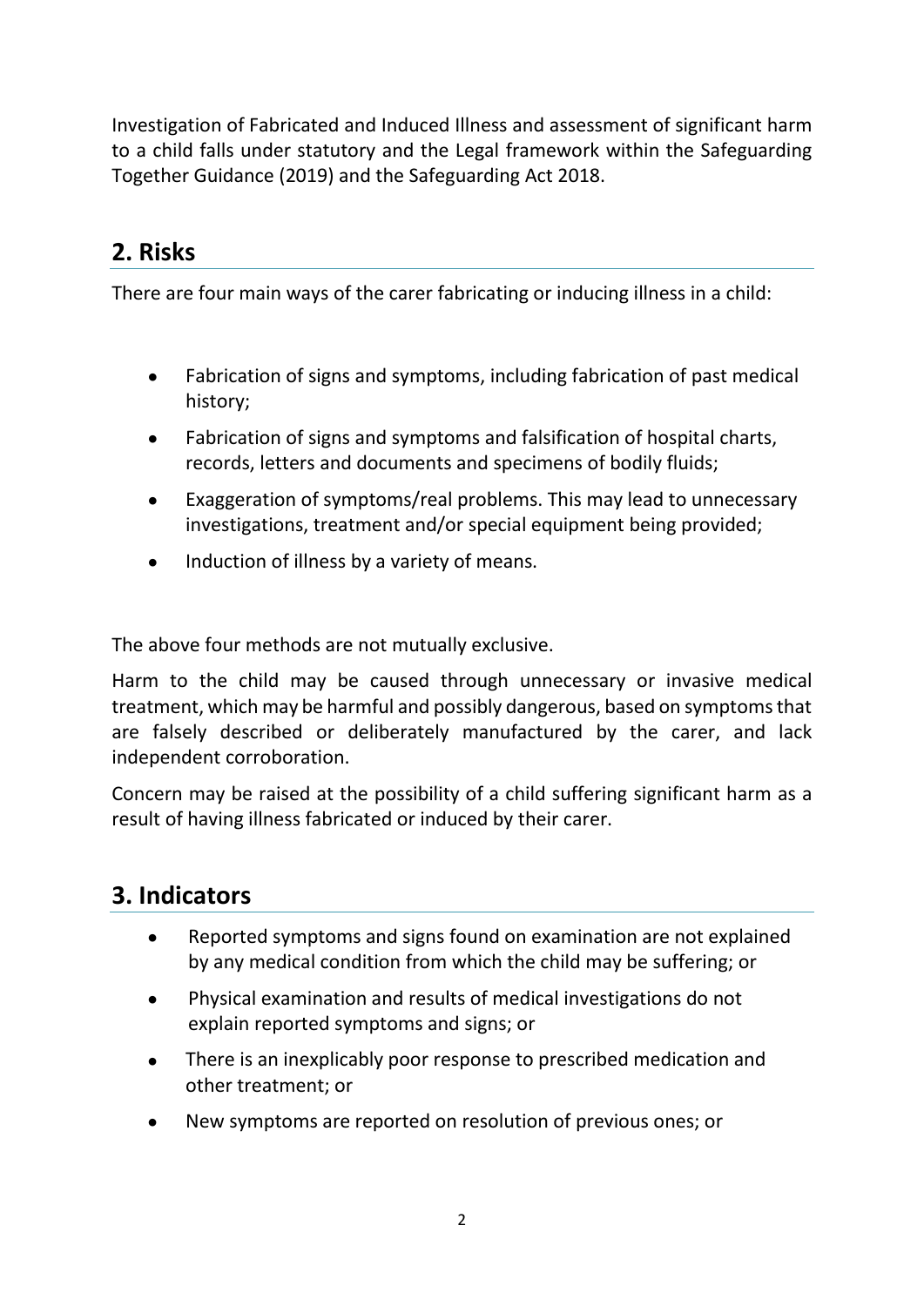Investigation of Fabricated and Induced Illness and assessment of significant harm to a child falls under statutory and the Legal framework within the Safeguarding Together Guidance (2019) and the Safeguarding Act 2018.

## 2. Risks

There are four main ways of the carer fabricating or inducing illness in a child:

- Fabrication of signs and symptoms, including fabrication of past medical history;
- Fabrication of signs and symptoms and falsification of hospital charts, records, letters and documents and specimens of bodily fluids;
- Exaggeration of symptoms/real problems. This may lead to unnecessary investigations, treatment and/or special equipment being provided;
- Induction of illness by a variety of means.

The above four methods are not mutually exclusive.

Harm to the child may be caused through unnecessary or invasive medical treatment, which may be harmful and possibly dangerous, based on symptoms that are falsely described or deliberately manufactured by the carer, and lack independent corroboration.

Concern may be raised at the possibility of a child suffering significant harm as a result of having illness fabricated or induced by their carer.

## 3. Indicators

- Reported symptoms and signs found on examination are not explained by any medical condition from which the child may be suffering; or
- Physical examination and results of medical investigations do not explain reported symptoms and signs; or
- There is an inexplicably poor response to prescribed medication and other treatment; or
- New symptoms are reported on resolution of previous ones; or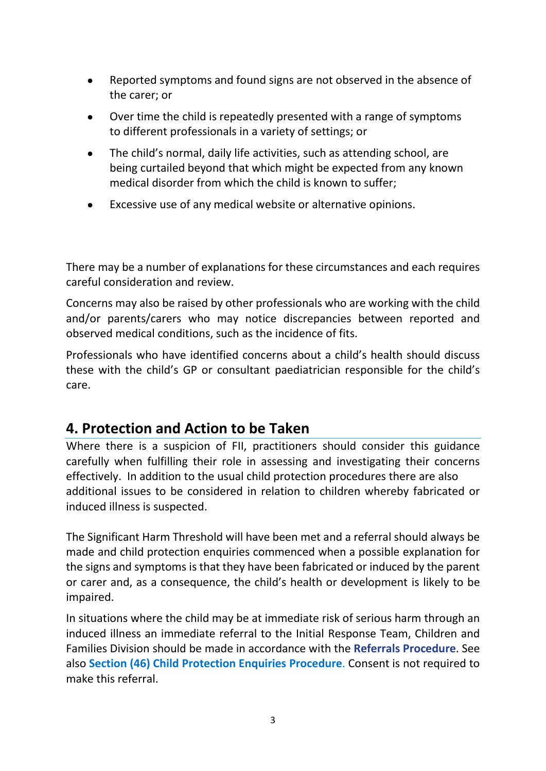- Reported symptoms and found signs are not observed in the absence of the carer; or
- Over time the child is repeatedly presented with a range of symptoms to different professionals in a variety of settings; or
- The child's normal, daily life activities, such as attending school, are being curtailed beyond that which might be expected from any known medical disorder from which the child is known to suffer;
- Excessive use of any medical website or alternative opinions.

There may be a number of explanations for these circumstances and each requires careful consideration and review.

Concerns may also be raised by other professionals who are working with the child and/or parents/carers who may notice discrepancies between reported and observed medical conditions, such as the incidence of fits.

Professionals who have identified concerns about a child's health should discuss these with the child's GP or consultant paediatrician responsible for the child's care.

## 4. Protection and Action to be Taken

Where there is a suspicion of FII, practitioners should consider this guidance carefully when fulfilling their role in assessing and investigating their concerns effectively. In addition to the usual child protection procedures there are also additional issues to be considered in relation to children whereby fabricated or induced illness is suspected.

The Significant Harm Threshold will have been met and a referral should always be made and child protection enquiries commenced when a possible explanation for the signs and symptoms is that they have been fabricated or induced by the parent or carer and, as a consequence, the child's health or development is likely to be impaired.

In situations where the child may be at immediate risk of serious harm through an induced illness an immediate referral to the Initial Response Team, Children and Families Division should be made in accordance with the **Referrals Procedure**. See also **Section (46) Child Protection Enquiries Procedure**. Consent is not required to make this referral.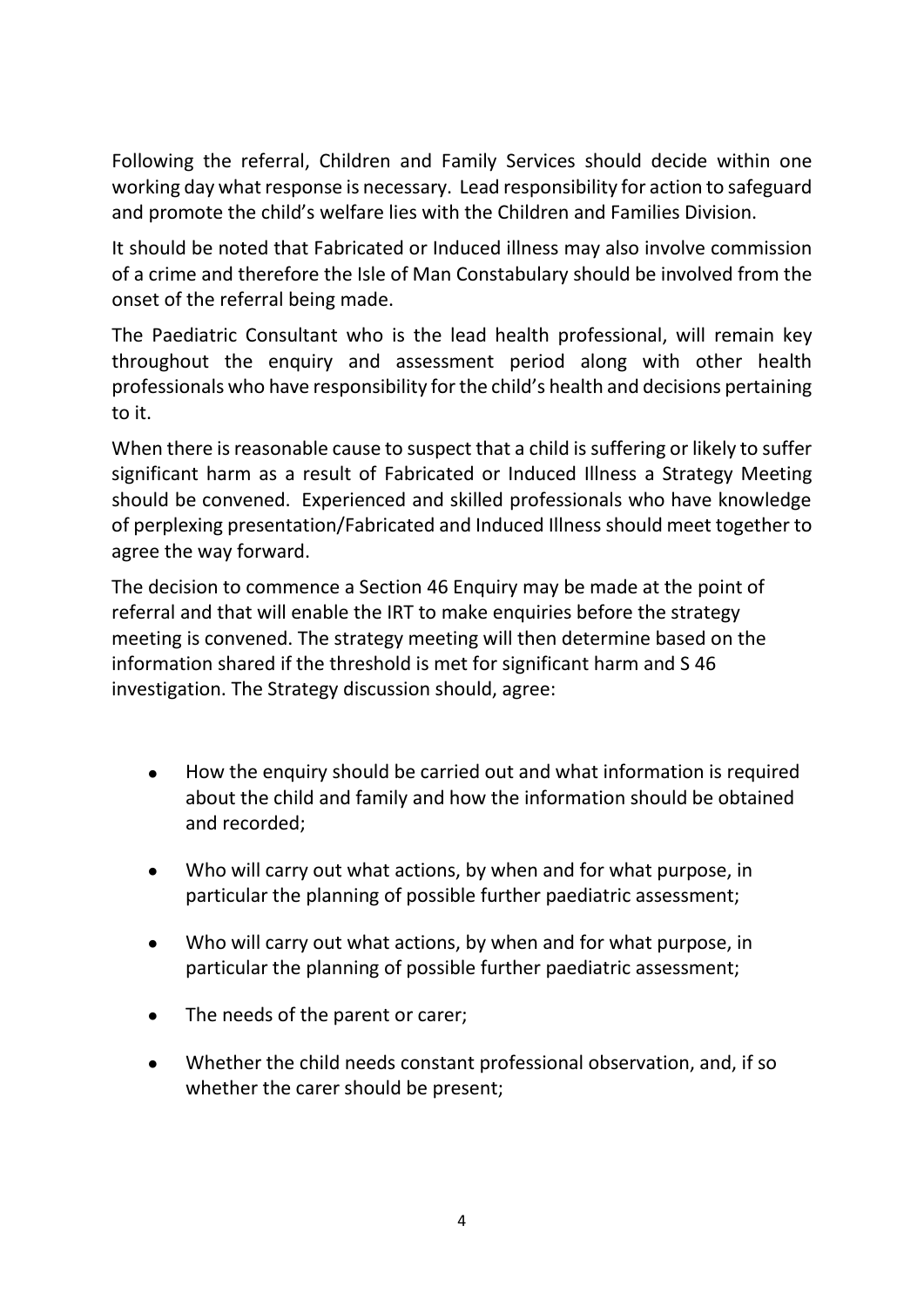Following the referral, Children and Family Services should decide within one working day what response is necessary. Lead responsibility for action to safeguard and promote the child's welfare lies with the Children and Families Division.

It should be noted that Fabricated or Induced illness may also involve commission of a crime and therefore the Isle of Man Constabulary should be involved from the onset of the referral being made.

The Paediatric Consultant who is the lead health professional, will remain key throughout the enquiry and assessment period along with other health professionals who have responsibility for the child's health and decisions pertaining to it.

When there is reasonable cause to suspect that a child is suffering or likely to suffer significant harm as a result of Fabricated or Induced Illness a Strategy Meeting should be convened. Experienced and skilled professionals who have knowledge of perplexing presentation/Fabricated and Induced Illness should meet together to agree the way forward.

The decision to commence a Section 46 Enquiry may be made at the point of referral and that will enable the IRT to make enquiries before the strategy meeting is convened. The strategy meeting will then determine based on the information shared if the threshold is met for significant harm and S 46 investigation. The Strategy discussion should, agree:

- How the enquiry should be carried out and what information is required about the child and family and how the information should be obtained and recorded;
- Who will carry out what actions, by when and for what purpose, in particular the planning of possible further paediatric assessment;
- Who will carry out what actions, by when and for what purpose, in particular the planning of possible further paediatric assessment;
- The needs of the parent or carer;
- Whether the child needs constant professional observation, and, if so whether the carer should be present;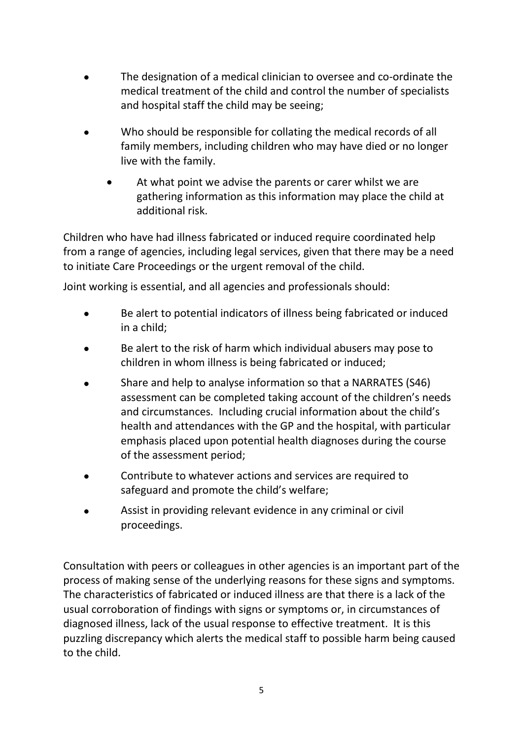- The designation of a medical clinician to oversee and co-ordinate the medical treatment of the child and control the number of specialists and hospital staff the child may be seeing;
- Who should be responsible for collating the medical records of all family members, including children who may have died or no longer live with the family.
  - At what point we advise the parents or carer whilst we are gathering information as this information may place the child at additional risk.

Children who have had illness fabricated or induced require coordinated help from a range of agencies, including legal services, given that there may be a need to initiate Care Proceedings or the urgent removal of the child.

Joint working is essential, and all agencies and professionals should:

- Be alert to potential indicators of illness being fabricated or induced in a child;
- Be alert to the risk of harm which individual abusers may pose to children in whom illness is being fabricated or induced;
- Share and help to analyse information so that a NARRATES (S46) assessment can be completed taking account of the children's needs and circumstances. Including crucial information about the child's health and attendances with the GP and the hospital, with particular emphasis placed upon potential health diagnoses during the course of the assessment period;
- Contribute to whatever actions and services are required to safeguard and promote the child's welfare;
- Assist in providing relevant evidence in any criminal or civil proceedings.

Consultation with peers or colleagues in other agencies is an important part of the process of making sense of the underlying reasons for these signs and symptoms. The characteristics of fabricated or induced illness are that there is a lack of the usual corroboration of findings with signs or symptoms or, in circumstances of diagnosed illness, lack of the usual response to effective treatment. It is this puzzling discrepancy which alerts the medical staff to possible harm being caused to the child.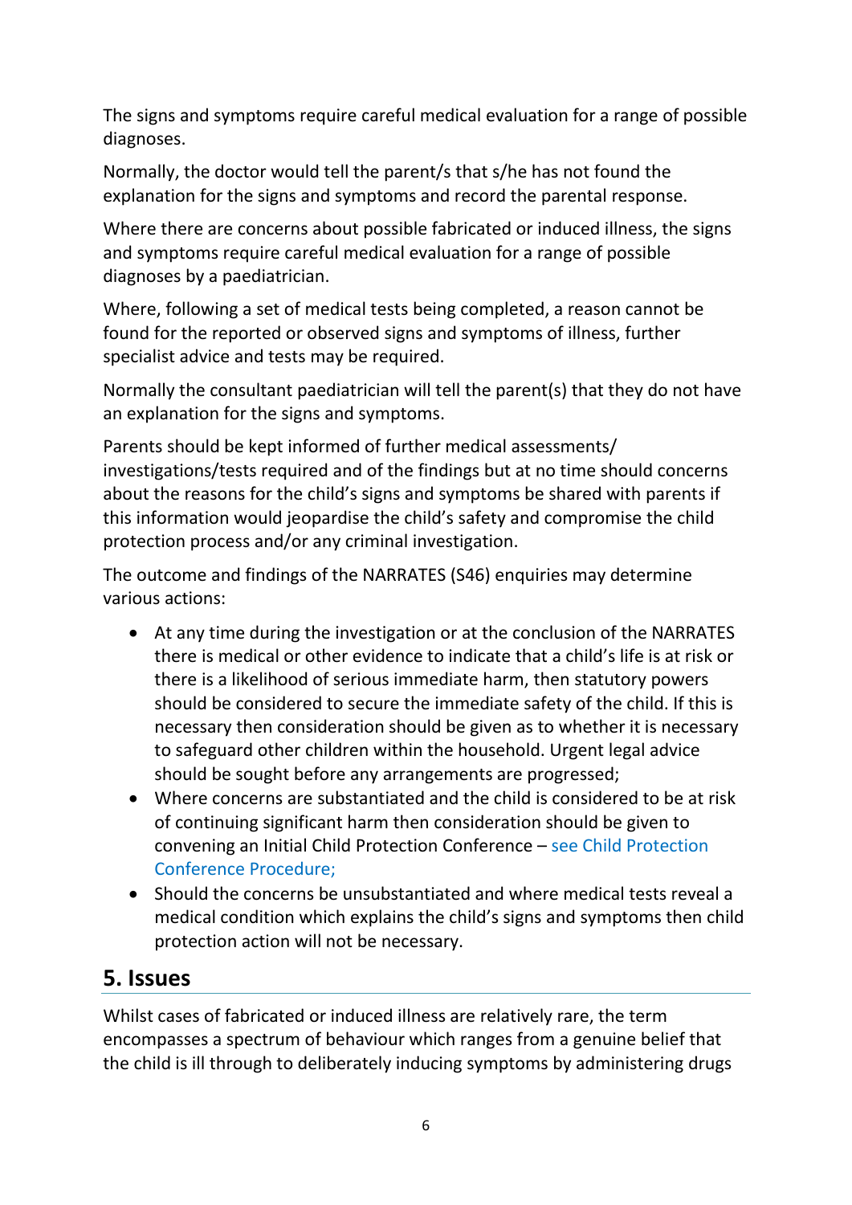The signs and symptoms require careful medical evaluation for a range of possible diagnoses.

Normally, the doctor would tell the parent/s that s/he has not found the explanation for the signs and symptoms and record the parental response.

Where there are concerns about possible fabricated or induced illness, the signs and symptoms require careful medical evaluation for a range of possible diagnoses by a paediatrician.

Where, following a set of medical tests being completed, a reason cannot be found for the reported or observed signs and symptoms of illness, further specialist advice and tests may be required.

Normally the consultant paediatrician will tell the parent(s) that they do not have an explanation for the signs and symptoms.

Parents should be kept informed of further medical assessments/ investigations/tests required and of the findings but at no time should concerns about the reasons for the child's signs and symptoms be shared with parents if this information would jeopardise the child's safety and compromise the child protection process and/or any criminal investigation.

The outcome and findings of the NARRATES (S46) enquiries may determine various actions:

- At any time during the investigation or at the conclusion of the NARRATES there is medical or other evidence to indicate that a child's life is at risk or there is a likelihood of serious immediate harm, then statutory powers should be considered to secure the immediate safety of the child. If this is necessary then consideration should be given as to whether it is necessary to safeguard other children within the household. Urgent legal advice should be sought before any arrangements are progressed;
- Where concerns are substantiated and the child is considered to be at risk of continuing significant harm then consideration should be given to convening an Initial Child Protection Conference – see Child Protection Conference Procedure;
- Should the concerns be unsubstantiated and where medical tests reveal a medical condition which explains the child's signs and symptoms then child protection action will not be necessary.

## 5. Issues

Whilst cases of fabricated or induced illness are relatively rare, the term encompasses a spectrum of behaviour which ranges from a genuine belief that the child is ill through to deliberately inducing symptoms by administering drugs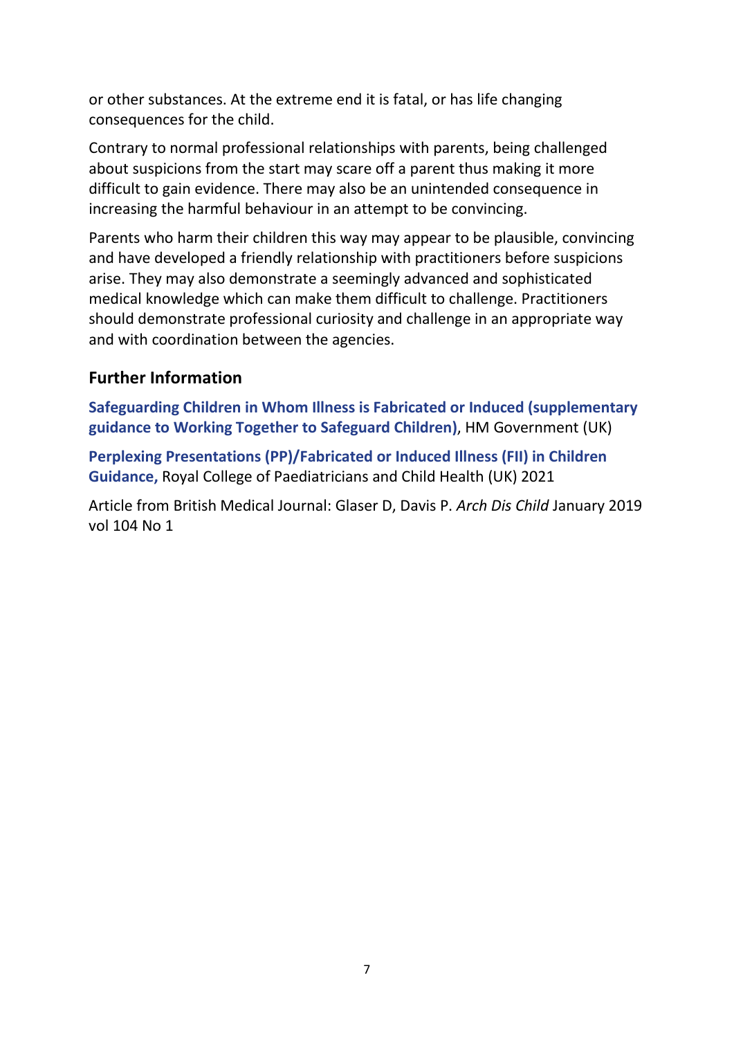or other substances. At the extreme end it is fatal, or has life changing consequences for the child.

Contrary to normal professional relationships with parents, being challenged about suspicions from the start may scare off a parent thus making it more difficult to gain evidence. There may also be an unintended consequence in increasing the harmful behaviour in an attempt to be convincing.

Parents who harm their children this way may appear to be plausible, convincing and have developed a friendly relationship with practitioners before suspicions arise. They may also demonstrate a seemingly advanced and sophisticated medical knowledge which can make them difficult to challenge. Practitioners should demonstrate professional curiosity and challenge in an appropriate way and with coordination between the agencies.

## Further Information

**Safeguarding Children in Whom Illness is Fabricated or Induced (supplementary guidance to Working Together to Safeguard Children)**, HM Government (UK)

**Perplexing Presentations (PP)/Fabricated or Induced Illness (FII) in Children Guidance,** Royal College of Paediatricians and Child Health (UK) 2021

Article from British Medical Journal: Glaser D, Davis P. *Arch Dis Child* January 2019 vol 104 No 1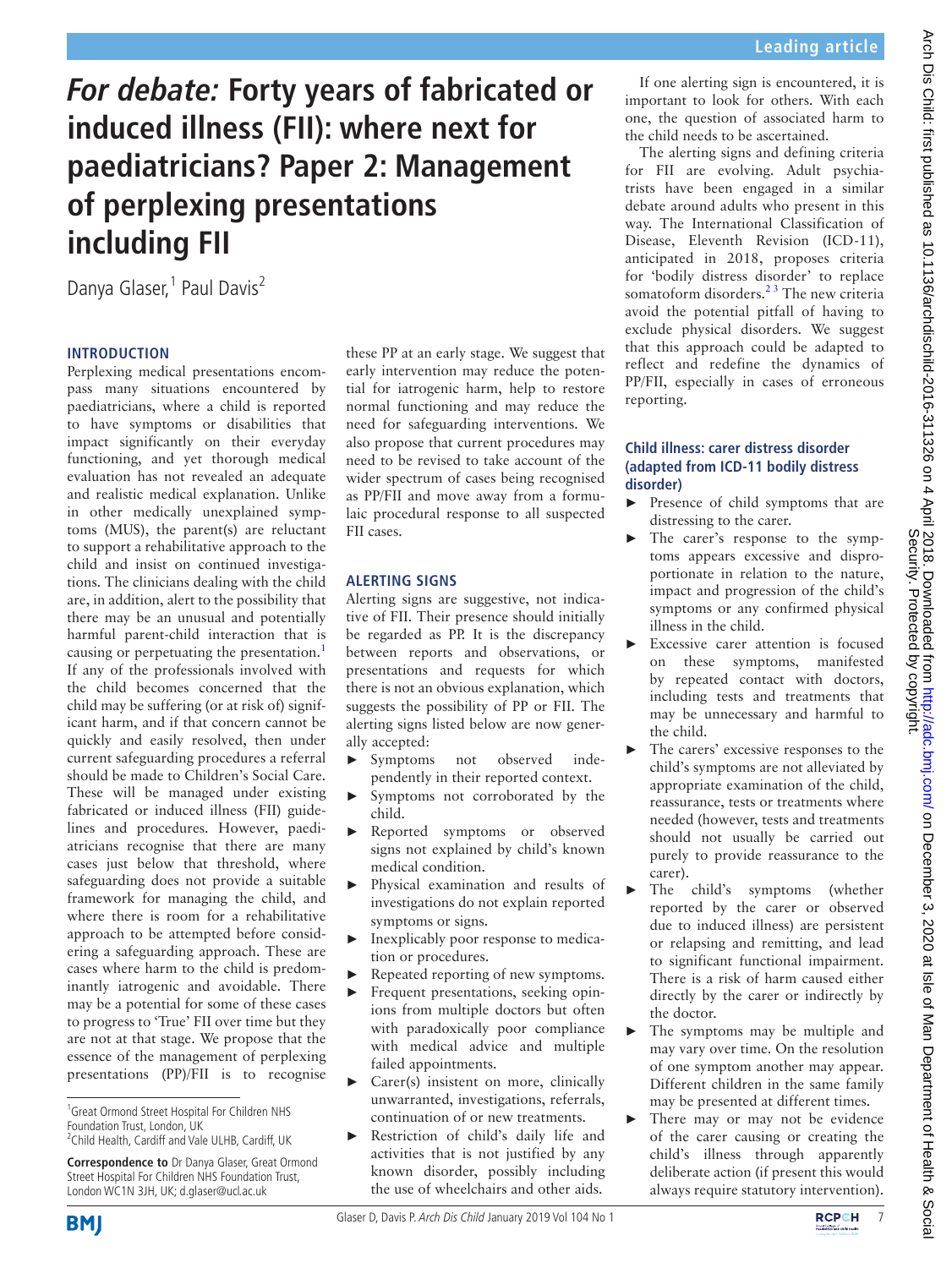# *For debate:* Forty years of fabricated or induced illness (FII): where next for paediatricians? Paper 2: Management of perplexing presentations including FII

Danya Glaser,[1] Paul Davis[2]

## INTRODUCTION

Perplexing medical presentations encompass many situations encountered by paediatricians, where a child is reported to have symptoms or disabilities that impact significantly on their everyday functioning, and yet thorough medical evaluation has not revealed an adequate and realistic medical explanation. Unlike in other medically unexplained symptoms (MUS), the parent(s) are reluctant to support a rehabilitative approach to the child and insist on continued investigations. The clinicians dealing with the child are, in addition, alert to the possibility that there may be an unusual and potentially harmful parent-child interaction that is causing or perpetuating the presentation.[1] If any of the professionals involved with the child becomes concerned that the child may be suffering (or at risk of) significant harm, and if that concern cannot be quickly and easily resolved, then under current safeguarding procedures a referral should be made to Children's Social Care. These will be managed under existing fabricated or induced illness (FII) guidelines and procedures. However, paediatricians recognise that there are many cases just below that threshold, where safeguarding does not provide a suitable framework for managing the child, and where there is room for a rehabilitative approach to be attempted before considering a safeguarding approach. These are cases where harm to the child is predominantly iatrogenic and avoidable. There may be a potential for some of these cases to progress to 'True' FII over time but they are not at that stage. We propose that the essence of the management of perplexing presentations (PP)/FII is to recognise these PP at an early stage. We suggest that early intervention may reduce the potential for iatrogenic harm, help to restore normal functioning and may reduce the need for safeguarding interventions. We also propose that current procedures may need to be revised to take account of the wider spectrum of cases being recognised as PP/FII and move away from a formulaic procedural response to all suspected FII cases.

## ALERTING SIGNS

Alerting signs are suggestive, not indicative of FII. Their presence should initially be regarded as PP. It is the discrepancy between reports and observations, or presentations and requests for which there is not an obvious explanation, which suggests the possibility of PP or FII. The alerting signs listed below are now generally accepted:

- Symptoms not observed independently in their reported context.
- Symptoms not corroborated by the child.
- Reported symptoms or observed signs not explained by child's known medical condition.
- Physical examination and results of investigations do not explain reported symptoms or signs.
- Inexplicably poor response to medication or procedures.
- Repeated reporting of new symptoms.
- Frequent presentations, seeking opinions from multiple doctors but often with paradoxically poor compliance with medical advice and multiple failed appointments.
- Carer(s) insistent on more, clinically unwarranted, investigations, referrals, continuation of or new treatments.
- Restriction of child's daily life and activities that is not justified by any known disorder, possibly including the use of wheelchairs and other aids.

If one alerting sign is encountered, it is important to look for others. With each one, the question of associated harm to the child needs to be ascertained.

The alerting signs and defining criteria for FII are evolving. Adult psychiatrists have been engaged in a similar debate around adults who present in this way. The International Classification of Disease, Eleventh Revision (ICD-11), anticipated in 2018, proposes criteria for 'bodily distress disorder' to replace somatoform disorders.[2,3] The new criteria avoid the potential pitfall of having to exclude physical disorders. We suggest that this approach could be adapted to reflect and redefine the dynamics of PP/FII, especially in cases of erroneous reporting.

### Child illness: carer distress disorder (adapted from ICD-11 bodily distress disorder)

- Presence of child symptoms that are distressing to the carer.
- The carer's response to the symptoms appears excessive and disproportionate in relation to the nature, impact and progression of the child's symptoms or any confirmed physical illness in the child.
- Excessive carer attention is focused on these symptoms, manifested by repeated contact with doctors, including tests and treatments that may be unnecessary and harmful to the child.
- The carers' excessive responses to the child's symptoms are not alleviated by appropriate examination of the child, reassurance, tests or treatments where needed (however, tests and treatments should not usually be carried out purely to provide reassurance to the carer).
- The child's symptoms (whether reported by the carer or observed due to induced illness) are persistent or relapsing and remitting, and lead to significant functional impairment. There is a risk of harm caused either directly by the carer or indirectly by the doctor.
- The symptoms may be multiple and may vary over time. On the resolution of one symptom another may appear. Different children in the same family may be presented at different times.
- There may or may not be evidence of the carer causing or creating the child's illness through apparently deliberate action (if present this would always require statutory intervention).

[1]Great Ormond Street Hospital For Children NHS Foundation Trust, London, UK
[2]Child Health, Cardiff and Vale ULHB, Cardiff, UK

**Correspondence to** Dr Danya Glaser, Great Ormond Street Hospital For Children NHS Foundation Trust, London WC1N 3JH, UK; d.glaser@ucl.ac.uk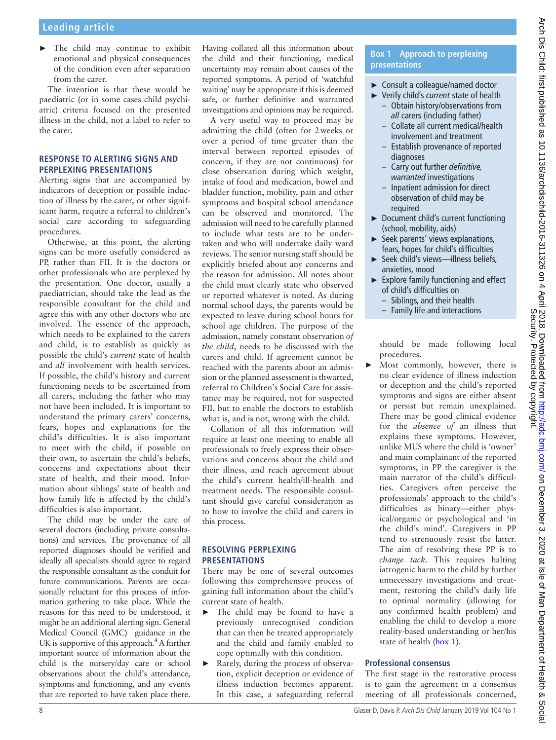- The child may continue to exhibit emotional and physical consequences of the condition even after separation from the carer.

The intention is that these would be paediatric (or in some cases child psychiatric) criteria focused on the presented illness in the child, not a label to refer to the carer.

## RESPONSE TO ALERTING SIGNS AND PERPLEXING PRESENTATIONS

Alerting signs that are accompanied by indicators of deception or possible induction of illness by the carer, or other significant harm, require a referral to children's social care according to safeguarding procedures.

Otherwise, at this point, the alerting signs can be more usefully considered as PP, rather than FII. It is the doctors or other professionals who are perplexed by the presentation. One doctor, usually a paediatrician, should take the lead as the responsible consultant for the child and agree this with any other doctors who are involved. The essence of the approach, which needs to be explained to the carers and child, is to establish as quickly as possible the child's *current* state of health and *all* involvement with health services. If possible, the child's history and current functioning needs to be ascertained from all carers, including the father who may not have been included. It is important to understand the primary carers' concerns, fears, hopes and explanations for the child's difficulties. It is also important to meet with the child, if possible on their own, to ascertain the child's beliefs, concerns and expectations about their state of health, and their mood. Information about siblings' state of health and how family life is affected by the child's difficulties is also important.

The child may be under the care of several doctors (including private consultations) and services. The provenance of all reported diagnoses should be verified and ideally all specialists should agree to regard the responsible consultant as the conduit for future communications. Parents are occasionally reluctant for this process of information gathering to take place. While the reasons for this need to be understood, it might be an additional alerting sign. General Medical Council (GMC) guidance in the UK is supportive of this approach.[4] A further important source of information about the child is the nursery/day care or school observations about the child's attendance, symptoms and functioning, and any events that are reported to have taken place there.

Having collated all this information about the child and their functioning, medical uncertainty may remain about causes of the reported symptoms. A period of 'watchful waiting' may be appropriate if this is deemed safe, or further definitive and warranted investigations and opinions may be required.

A very useful way to proceed may be admitting the child (often for 2 weeks or over a period of time greater than the interval between reported episodes of concern, if they are not continuous) for close observation during which weight, intake of food and medication, bowel and bladder function, mobility, pain and other symptoms and hospital school attendance can be observed and monitored. The admission will need to be carefully planned to include what tests are to be undertaken and who will undertake daily ward reviews. The senior nursing staff should be explicitly briefed about any concerns and the reason for admission. All notes about the child must clearly state who observed or reported whatever is noted. As during normal school days, the parents would be expected to leave during school hours for school age children. The purpose of the admission, namely constant observation *of the child*, needs to be discussed with the carers and child. If agreement cannot be reached with the parents about an admission or the planned assessment is thwarted, referral to Children's Social Care for assistance may be required, not for suspected FII, but to enable the doctors to establish what is, and is not, wrong with the child.

Collation of all this information will require at least one meeting to enable all professionals to freely express their observations and concerns about the child and their illness, and reach agreement about the child's current health/ill-health and treatment needs. The responsible consultant should give careful consideration as to how to involve the child and carers in this process.

## RESOLVING PERPLEXING PRESENTATIONS

There may be one of several outcomes following this comprehensive process of gaining full information about the child's current state of health.

- The child may be found to have a previously unrecognised condition that can then be treated appropriately and the child and family enabled to cope optimally with this condition.
- Rarely, during the process of observation, explicit deception or evidence of illness induction becomes apparent. In this case, a safeguarding referral should be made following local procedures.
- Most commonly, however, there is no clear evidence of illness induction or deception and the child's reported symptoms and signs are either absent or persist but remain unexplained. There may be good clinical evidence for the *absence of* an illness that explains these symptoms. However, unlike MUS where the child is 'owner' and main complainant of the reported symptoms, in PP the caregiver is the main narrator of the child's difficulties. Caregivers often perceive the professionals' approach to the child's difficulties as binary—either physical/organic or psychological and 'in the child's mind'. Caregivers in PP tend to strenuously resist the latter. The aim of resolving these PP is to *change tack*. This requires halting iatrogenic harm to the child by further unnecessary investigations and treatment, restoring the child's daily life to optimal normality (allowing for any confirmed health problem) and enabling the child to develop a more reality-based understanding or her/his state of health (box 1).

> **Box 1 Approach to perplexing presentations**
>
> - Consult a colleague/named doctor
> - Verify child's *current* state of health
>   - Obtain history/observations from *all* carers (including father)
>   - Collate all current medical/health involvement and treatment
>   - Establish provenance of reported diagnoses
>   - Carry out further *definitive, warranted* investigations
>   - Inpatient admission for direct observation of child may be required
> - Document child's current functioning (school, mobility, aids)
> - Seek parents' views explanations, fears, hopes for child's difficulties
> - Seek child's views—illness beliefs, anxieties, mood
> - Explore family functioning and effect of child's difficulties on
>   - Siblings, and their health
>   - Family life and interactions

### Professional consensus

The first stage in the restorative process is to gain the agreement in a consensus meeting of all professionals concerned,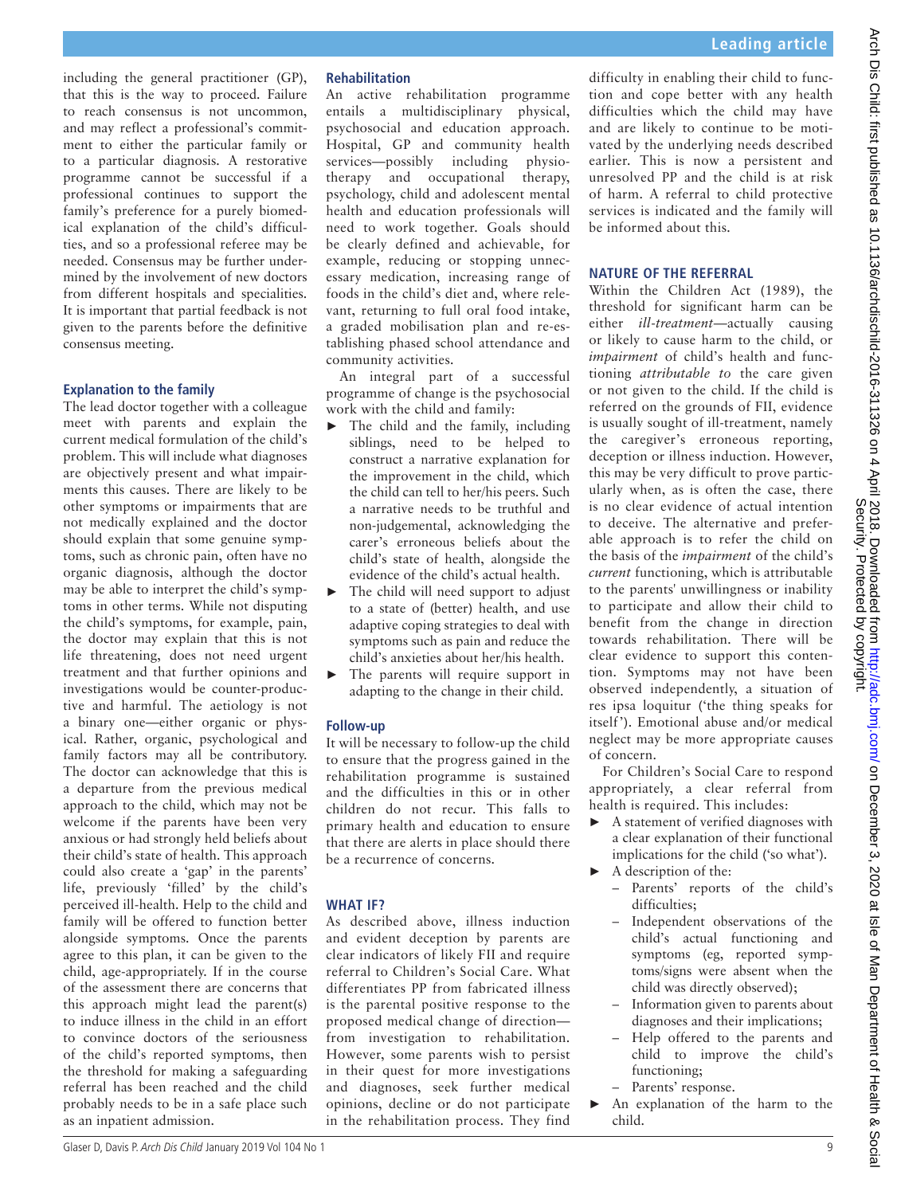including the general practitioner (GP), that this is the way to proceed. Failure to reach consensus is not uncommon, and may reflect a professional's commitment to either the particular family or to a particular diagnosis. A restorative programme cannot be successful if a professional continues to support the family's preference for a purely biomedical explanation of the child's difficulties, and so a professional referee may be needed. Consensus may be further undermined by the involvement of new doctors from different hospitals and specialities. It is important that partial feedback is not given to the parents before the definitive consensus meeting.

### Explanation to the family

The lead doctor together with a colleague meet with parents and explain the current medical formulation of the child's problem. This will include what diagnoses are objectively present and what impairments this causes. There are likely to be other symptoms or impairments that are not medically explained and the doctor should explain that some genuine symptoms, such as chronic pain, often have no organic diagnosis, although the doctor may be able to interpret the child's symptoms in other terms. While not disputing the child's symptoms, for example, pain, the doctor may explain that this is not life threatening, does not need urgent treatment and that further opinions and investigations would be counter-productive and harmful. The aetiology is not a binary one—either organic or physical. Rather, organic, psychological and family factors may all be contributory. The doctor can acknowledge that this is a departure from the previous medical approach to the child, which may not be welcome if the parents have been very anxious or had strongly held beliefs about their child's state of health. This approach could also create a 'gap' in the parents' life, previously 'filled' by the child's perceived ill-health. Help to the child and family will be offered to function better alongside symptoms. Once the parents agree to this plan, it can be given to the child, age-appropriately. If in the course of the assessment there are concerns that this approach might lead the parent(s) to induce illness in the child in an effort to convince doctors of the seriousness of the child's reported symptoms, then the threshold for making a safeguarding referral has been reached and the child probably needs to be in a safe place such as an inpatient admission.

### Rehabilitation

An active rehabilitation programme entails a multidisciplinary physical, psychosocial and education approach. Hospital, GP and community health services—possibly including physiotherapy and occupational therapy, psychology, child and adolescent mental health and education professionals will need to work together. Goals should be clearly defined and achievable, for example, reducing or stopping unnecessary medication, increasing range of foods in the child's diet and, where relevant, returning to full oral food intake, a graded mobilisation plan and re-establishing phased school attendance and community activities.

An integral part of a successful programme of change is the psychosocial work with the child and family:

- The child and the family, including siblings, need to be helped to construct a narrative explanation for the improvement in the child, which the child can tell to her/his peers. Such a narrative needs to be truthful and non-judgemental, acknowledging the carer's erroneous beliefs about the child's state of health, alongside the evidence of the child's actual health.
- The child will need support to adjust to a state of (better) health, and use adaptive coping strategies to deal with symptoms such as pain and reduce the child's anxieties about her/his health.
- The parents will require support in adapting to the change in their child.

### Follow-up

It will be necessary to follow-up the child to ensure that the progress gained in the rehabilitation programme is sustained and the difficulties in this or in other children do not recur. This falls to primary health and education to ensure that there are alerts in place should there be a recurrence of concerns.

## WHAT IF?

As described above, illness induction and evident deception by parents are clear indicators of likely FII and require referral to Children's Social Care. What differentiates PP from fabricated illness is the parental positive response to the proposed medical change of direction—from investigation to rehabilitation. However, some parents wish to persist in their quest for more investigations and diagnoses, seek further medical opinions, decline or do not participate in the rehabilitation process. They find difficulty in enabling their child to function and cope better with any health difficulties which the child may have and are likely to continue to be motivated by the underlying needs described earlier. This is now a persistent and unresolved PP and the child is at risk of harm. A referral to child protective services is indicated and the family will be informed about this.

## NATURE OF THE REFERRAL

Within the Children Act (1989), the threshold for significant harm can be either *ill-treatment*—actually causing or likely to cause harm to the child, or *impairment* of child's health and functioning *attributable to* the care given or not given to the child. If the child is referred on the grounds of FII, evidence is usually sought of ill-treatment, namely the caregiver's erroneous reporting, deception or illness induction. However, this may be very difficult to prove particularly when, as is often the case, there is no clear evidence of actual intention to deceive. The alternative and preferable approach is to refer the child on the basis of the *impairment* of the child's *current* functioning, which is attributable to the parents' unwillingness or inability to participate and allow their child to benefit from the change in direction towards rehabilitation. There will be clear evidence to support this contention. Symptoms may not have been observed independently, a situation of res ipsa loquitur ('the thing speaks for itself'). Emotional abuse and/or medical neglect may be more appropriate causes of concern.

For Children's Social Care to respond appropriately, a clear referral from health is required. This includes:

- A statement of verified diagnoses with a clear explanation of their functional implications for the child ('so what').
- A description of the:
  - Parents' reports of the child's difficulties;
  - Independent observations of the child's actual functioning and symptoms (eg, reported symptoms/signs were absent when the child was directly observed);
  - Information given to parents about diagnoses and their implications;
  - Help offered to the parents and child to improve the child's functioning;
  - Parents' response.
- An explanation of the harm to the child.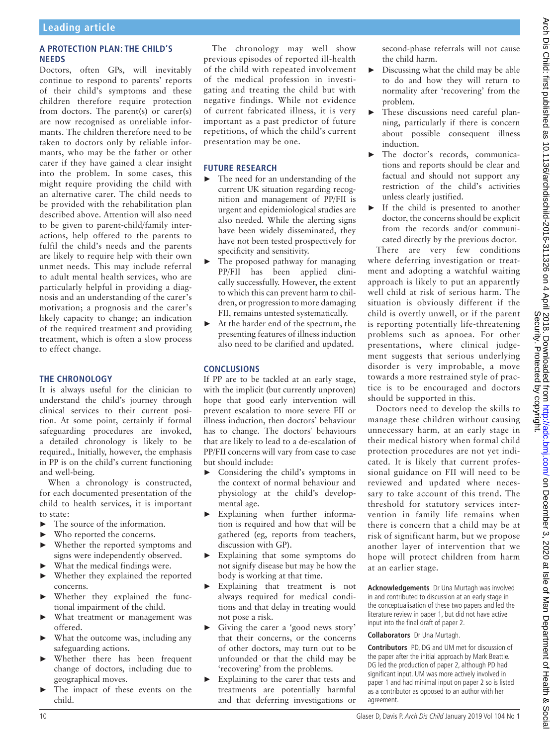## A PROTECTION PLAN: THE CHILD'S NEEDS

Doctors, often GPs, will inevitably continue to respond to parents' reports of their child's symptoms and these children therefore require protection from doctors. The parent(s) or carer(s) are now recognised as unreliable informants. The children therefore need to be taken to doctors only by reliable informants, who may be the father or other carer if they have gained a clear insight into the problem. In some cases, this might require providing the child with an alternative carer. The child needs to be provided with the rehabilitation plan described above. Attention will also need to be given to parent-child/family interactions, help offered to the parents to fulfil the child's needs and the parents are likely to require help with their own unmet needs. This may include referral to adult mental health services, who are particularly helpful in providing a diagnosis and an understanding of the carer's motivation; a prognosis and the carer's likely capacity to change; an indication of the required treatment and providing treatment, which is often a slow process to effect change.

## THE CHRONOLOGY

It is always useful for the clinician to understand the child's journey through clinical services to their current position. At some point, certainly if formal safeguarding procedures are invoked, a detailed chronology is likely to be required., Initially, however, the emphasis in PP is on the child's current functioning and well-being.

When a chronology is constructed, for each documented presentation of the child to health services, it is important to state:

- The source of the information.
- Who reported the concerns.
- Whether the reported symptoms and signs were independently observed.
- What the medical findings were.
- Whether they explained the reported concerns.
- Whether they explained the functional impairment of the child.
- What treatment or management was offered.
- What the outcome was, including any safeguarding actions.
- Whether there has been frequent change of doctors, including due to geographical moves.
- The impact of these events on the child.

The chronology may well show previous episodes of reported ill-health of the child with repeated involvement of the medical profession in investigating and treating the child but with negative findings. While not evidence of current fabricated illness, it is very important as a past predictor of future repetitions, of which the child's current presentation may be one.

## FUTURE RESEARCH

- The need for an understanding of the current UK situation regarding recognition and management of PP/FII is urgent and epidemiological studies are also needed. While the alerting signs have been widely disseminated, they have not been tested prospectively for specificity and sensitivity.
- The proposed pathway for managing PP/FII has been applied clinically successfully. However, the extent to which this can prevent harm to children, or progression to more damaging FII, remains untested systematically.
- At the harder end of the spectrum, the presenting features of illness induction also need to be clarified and updated.

## CONCLUSIONS

If PP are to be tackled at an early stage, with the implicit (but currently unproven) hope that good early intervention will prevent escalation to more severe FII or illness induction, then doctors' behaviour has to change. The doctors' behaviours that are likely to lead to a de-escalation of PP/FII concerns will vary from case to case but should include:

- Considering the child's symptoms in the context of normal behaviour and physiology at the child's developmental age.
- Explaining when further information is required and how that will be gathered (eg, reports from teachers, discussion with GP).
- Explaining that some symptoms do not signify disease but may be how the body is working at that time.
- Explaining that treatment is not always required for medical conditions and that delay in treating would not pose a risk.
- Giving the carer a 'good news story' that their concerns, or the concerns of other doctors, may turn out to be unfounded or that the child may be 'recovering' from the problems.
- Explaining to the carer that tests and treatments are potentially harmful and that deferring investigations or second-phase referrals will not cause the child harm.
- Discussing what the child may be able to do and how they will return to normality after 'recovering' from the problem.
- These discussions need careful planning, particularly if there is concern about possible consequent illness induction.
- The doctor's records, communications and reports should be clear and factual and should not support any restriction of the child's activities unless clearly justified.
- If the child is presented to another doctor, the concerns should be explicit from the records and/or communicated directly by the previous doctor.

There are very few conditions where deferring investigation or treatment and adopting a watchful waiting approach is likely to put an apparently well child at risk of serious harm. The situation is obviously different if the child is overtly unwell, or if the parent is reporting potentially life-threatening problems such as apnoea. For other presentations, where clinical judgement suggests that serious underlying disorder is very improbable, a move towards a more restrained style of practice is to be encouraged and doctors should be supported in this.

Doctors need to develop the skills to manage these children without causing unnecessary harm, at an early stage in their medical history when formal child protection procedures are not yet indicated. It is likely that current professional guidance on FII will need to be reviewed and updated where necessary to take account of this trend. The threshold for statutory services intervention in family life remains when there is concern that a child may be at risk of significant harm, but we propose another layer of intervention that we hope will protect children from harm at an earlier stage.

**Acknowledgements** Dr Una Murtagh was involved in and contributed to discussion at an early stage in the conceptualisation of these two papers and led the literature review in paper 1, but did not have active input into the final draft of paper 2.

**Collaborators** Dr Una Murtagh.

**Contributors** PD, DG and UM met for discussion of the paper after the initial approach by Mark Beattie. DG led the production of paper 2, although PD had significant input. UM was more actively involved in paper 1 and had minimal input on paper 2 so is listed as a contributor as opposed to an author with her agreement.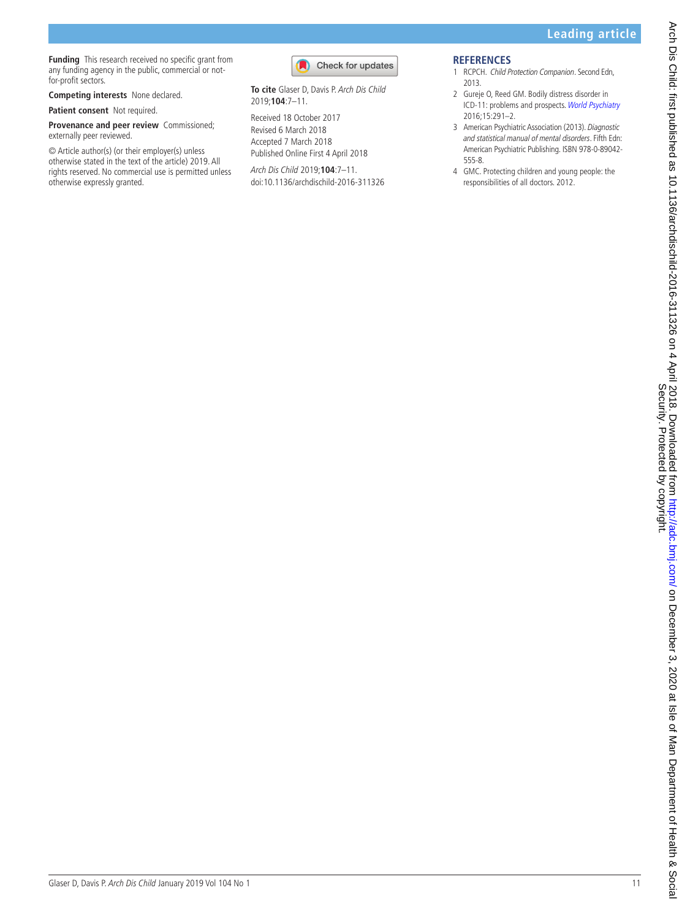**Funding** This research received no specific grant from any funding agency in the public, commercial or not-for-profit sectors.

**Competing interests** None declared.

**Patient consent** Not required.

**Provenance and peer review** Commissioned; externally peer reviewed.

© Article author(s) (or their employer(s) unless otherwise stated in the text of the article) 2019. All rights reserved. No commercial use is permitted unless otherwise expressly granted.

Check for updates

**To cite** Glaser D, Davis P. *Arch Dis Child* 2019;**104**:7–11.

Received 18 October 2017
Revised 6 March 2018
Accepted 7 March 2018
Published Online First 4 April 2018

*Arch Dis Child* 2019;**104**:7–11.
doi:10.1136/archdischild-2016-311326

## REFERENCES

1. RCPCH. *Child Protection Companion*. Second Edn, 2013.
2. Gureje O, Reed GM. Bodily distress disorder in ICD-11: problems and prospects. *World Psychiatry* 2016;15:291–2.
3. American Psychiatric Association (2013). *Diagnostic and statistical manual of mental disorders*. Fifth Edn: American Psychiatric Publishing. ISBN 978-0-89042-555-8.
4. GMC. Protecting children and young people: the responsibilities of all doctors. 2012.

Arch Dis Child: first published as 10.1136/archdischild-2016-311326 on 4 April 2018. Downloaded from http://adc.bmj.com/ on December 3, 2020 at Isle of Man Department of Health & Social Security. Protected by copyright.